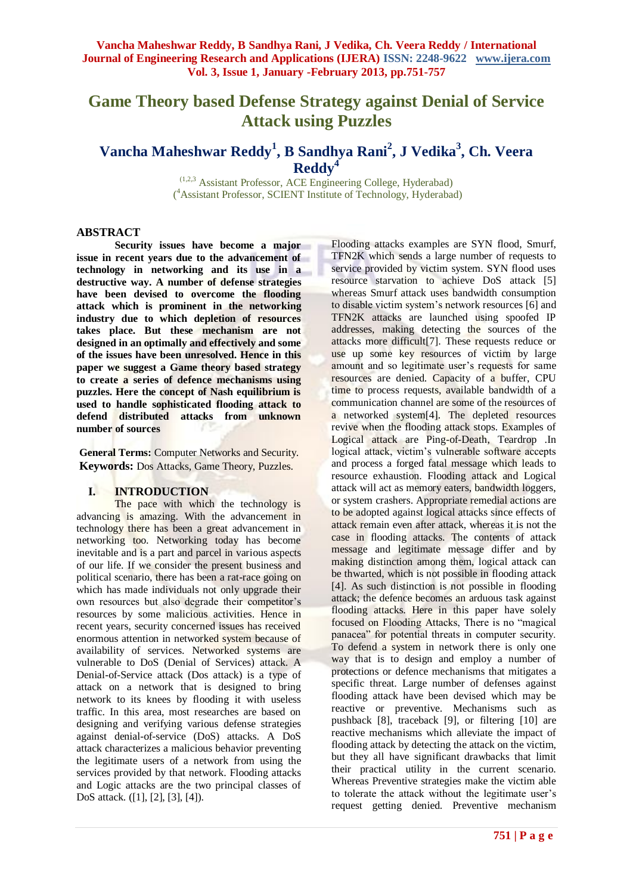# Game Theory based Defense Strategy against Denial of Service Attack using Puzzles

## Vancha Maheshwar Reddy[1], B Sandhya Rani[2], J Vedika[3], Ch. Veera Reddy[4]

([1,2,3] Assistant Professor, ACE Engineering College, Hyderabad)
([4]Assistant Professor, SCIENT Institute of Technology, Hyderabad)

## ABSTRACT

**Security issues have become a major issue in recent years due to the advancement of technology in networking and its use in a destructive way. A number of defense strategies have been devised to overcome the flooding attack which is prominent in the networking industry due to which depletion of resources takes place. But these mechanism are not designed in an optimally and effectively and some of the issues have been unresolved. Hence in this paper we suggest a Game theory based strategy to create a series of defence mechanisms using puzzles. Here the concept of Nash equilibrium is used to handle sophisticated flooding attack to defend distributed attacks from unknown number of sources**

**General Terms:** Computer Networks and Security.
**Keywords:** Dos Attacks, Game Theory, Puzzles.

## I. INTRODUCTION

The pace with which the technology is advancing is amazing. With the advancement in technology there has been a great advancement in networking too. Networking today has become inevitable and is a part and parcel in various aspects of our life. If we consider the present business and political scenario, there has been a rat-race going on which has made individuals not only upgrade their own resources but also degrade their competitor's resources by some malicious activities. Hence in recent years, security concerned issues has received enormous attention in networked system because of availability of services. Networked systems are vulnerable to DoS (Denial of Services) attack. A Denial-of-Service attack (Dos attack) is a type of attack on a network that is designed to bring network to its knees by flooding it with useless traffic. In this area, most researches are based on designing and verifying various defense strategies against denial-of-service (DoS) attacks. A DoS attack characterizes a malicious behavior preventing the legitimate users of a network from using the services provided by that network. Flooding attacks and Logic attacks are the two principal classes of DoS attack. ([1], [2], [3], [4]).

Flooding attacks examples are SYN flood, Smurf, TFN2K which sends a large number of requests to service provided by victim system. SYN flood uses resource starvation to achieve DoS attack [5] whereas Smurf attack uses bandwidth consumption to disable victim system's network resources [6] and TFN2K attacks are launched using spoofed IP addresses, making detecting the sources of the attacks more difficult[7]. These requests reduce or use up some key resources of victim by large amount and so legitimate user's requests for same resources are denied. Capacity of a buffer, CPU time to process requests, available bandwidth of a communication channel are some of the resources of a networked system[4]. The depleted resources revive when the flooding attack stops. Examples of Logical attack are Ping-of-Death, Teardrop .In logical attack, victim's vulnerable software accepts and process a forged fatal message which leads to resource exhaustion. Flooding attack and Logical attack will act as memory eaters, bandwidth loggers, or system crashers. Appropriate remedial actions are to be adopted against logical attacks since effects of attack remain even after attack, whereas it is not the case in flooding attacks. The contents of attack message and legitimate message differ and by making distinction among them, logical attack can be thwarted, which is not possible in flooding attack [4]. As such distinction is not possible in flooding attack; the defence becomes an arduous task against flooding attacks. Here in this paper have solely focused on Flooding Attacks, There is no "magical panacea" for potential threats in computer security. To defend a system in network there is only one way that is to design and employ a number of protections or defence mechanisms that mitigates a specific threat. Large number of defenses against flooding attack have been devised which may be reactive or preventive. Mechanisms such as pushback [8], traceback [9], or filtering [10] are reactive mechanisms which alleviate the impact of flooding attack by detecting the attack on the victim, but they all have significant drawbacks that limit their practical utility in the current scenario. Whereas Preventive strategies make the victim able to tolerate the attack without the legitimate user's request getting denied. Preventive mechanism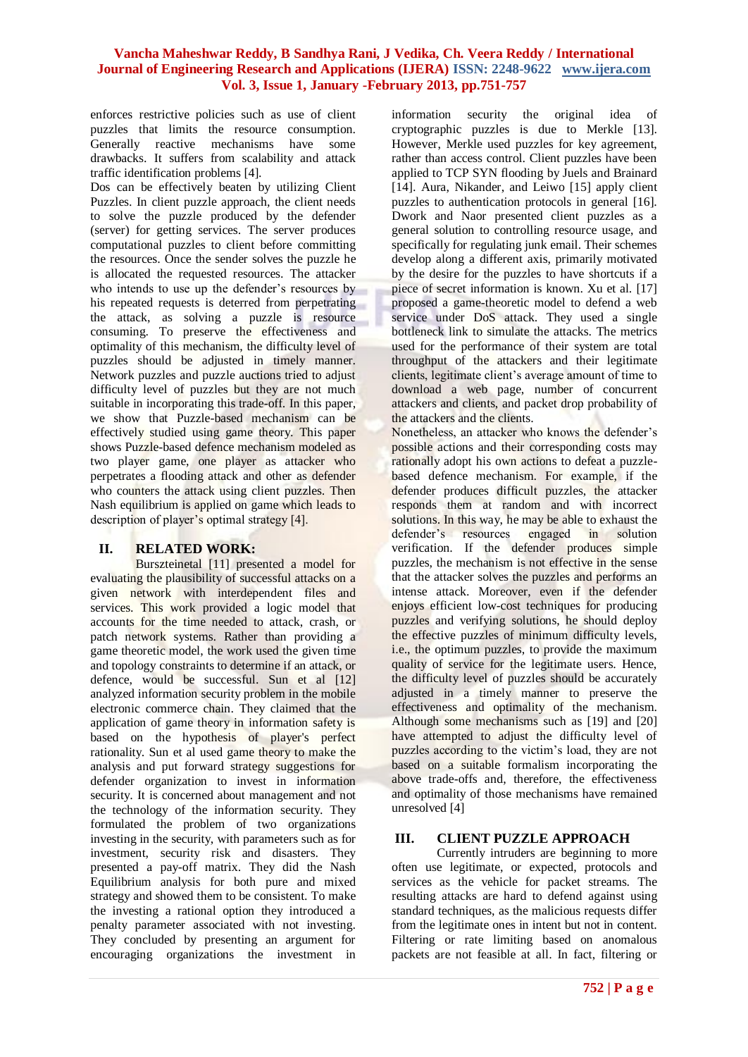enforces restrictive policies such as use of client puzzles that limits the resource consumption. Generally reactive mechanisms have some drawbacks. It suffers from scalability and attack traffic identification problems [4].

Dos can be effectively beaten by utilizing Client Puzzles. In client puzzle approach, the client needs to solve the puzzle produced by the defender (server) for getting services. The server produces computational puzzles to client before committing the resources. Once the sender solves the puzzle he is allocated the requested resources. The attacker who intends to use up the defender's resources by his repeated requests is deterred from perpetrating the attack, as solving a puzzle is resource consuming. To preserve the effectiveness and optimality of this mechanism, the difficulty level of puzzles should be adjusted in timely manner. Network puzzles and puzzle auctions tried to adjust difficulty level of puzzles but they are not much suitable in incorporating this trade-off. In this paper, we show that Puzzle-based mechanism can be effectively studied using game theory. This paper shows Puzzle-based defence mechanism modeled as two player game, one player as attacker who perpetrates a flooding attack and other as defender who counters the attack using client puzzles. Then Nash equilibrium is applied on game which leads to description of player's optimal strategy [4].

## II. RELATED WORK:

Bursztein et al [11] presented a model for evaluating the plausibility of successful attacks on a given network with interdependent files and services. This work provided a logic model that accounts for the time needed to attack, crash, or patch network systems. Rather than providing a game theoretic model, the work used the given time and topology constraints to determine if an attack, or defence, would be successful. Sun et al [12] analyzed information security problem in the mobile electronic commerce chain. They claimed that the application of game theory in information safety is based on the hypothesis of player's perfect rationality. Sun et al used game theory to make the analysis and put forward strategy suggestions for defender organization to invest in information security. It is concerned about management and not the technology of the information security. They formulated the problem of two organizations investing in the security, with parameters such as for investment, security risk and disasters. They presented a pay-off matrix. They did the Nash Equilibrium analysis for both pure and mixed strategy and showed them to be consistent. To make the investing a rational option they introduced a penalty parameter associated with not investing. They concluded by presenting an argument for encouraging organizations the investment in information security the original idea of cryptographic puzzles is due to Merkle [13]. However, Merkle used puzzles for key agreement, rather than access control. Client puzzles have been applied to TCP SYN flooding by Juels and Brainard [14]. Aura, Nikander, and Leiwo [15] apply client puzzles to authentication protocols in general [16]. Dwork and Naor presented client puzzles as a general solution to controlling resource usage, and specifically for regulating junk email. Their schemes develop along a different axis, primarily motivated by the desire for the puzzles to have shortcuts if a piece of secret information is known. Xu et al. [17] proposed a game-theoretic model to defend a web service under DoS attack. They used a single bottleneck link to simulate the attacks. The metrics used for the performance of their system are total throughput of the attackers and their legitimate clients, legitimate client's average amount of time to download a web page, number of concurrent attackers and clients, and packet drop probability of the attackers and the clients.

Nonetheless, an attacker who knows the defender's possible actions and their corresponding costs may rationally adopt his own actions to defeat a puzzle-based defence mechanism. For example, if the defender produces difficult puzzles, the attacker responds them at random and with incorrect solutions. In this way, he may be able to exhaust the defender's resources engaged in solution verification. If the defender produces simple puzzles, the mechanism is not effective in the sense that the attacker solves the puzzles and performs an intense attack. Moreover, even if the defender enjoys efficient low-cost techniques for producing puzzles and verifying solutions, he should deploy the effective puzzles of minimum difficulty levels, i.e., the optimum puzzles, to provide the maximum quality of service for the legitimate users. Hence, the difficulty level of puzzles should be accurately adjusted in a timely manner to preserve the effectiveness and optimality of the mechanism. Although some mechanisms such as [19] and [20] have attempted to adjust the difficulty level of puzzles according to the victim's load, they are not based on a suitable formalism incorporating the above trade-offs and, therefore, the effectiveness and optimality of those mechanisms have remained unresolved [4]

## III. CLIENT PUZZLE APPROACH

Currently intruders are beginning to more often use legitimate, or expected, protocols and services as the vehicle for packet streams. The resulting attacks are hard to defend against using standard techniques, as the malicious requests differ from the legitimate ones in intent but not in content. Filtering or rate limiting based on anomalous packets are not feasible at all. In fact, filtering or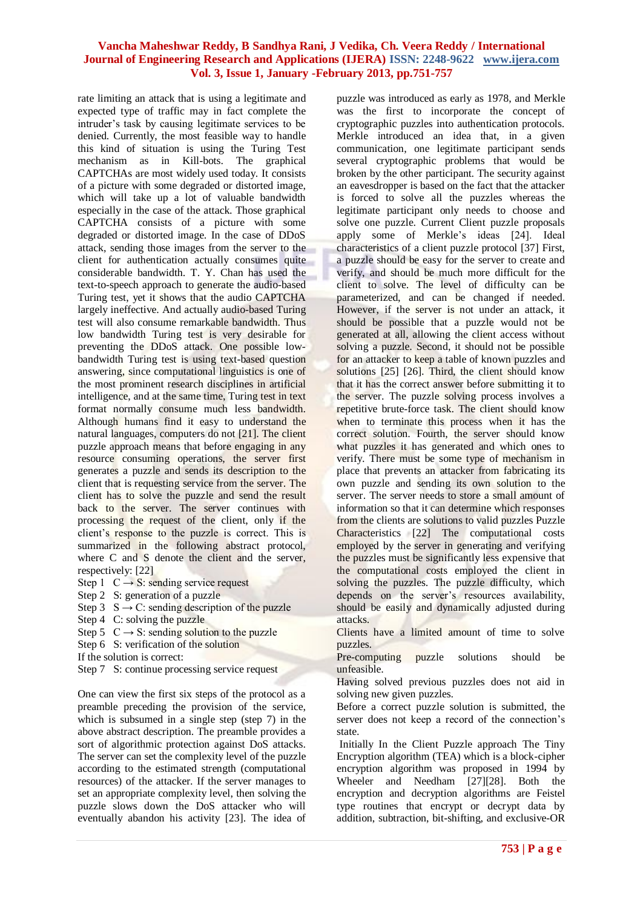rate limiting an attack that is using a legitimate and expected type of traffic may in fact complete the intruder's task by causing legitimate services to be denied. Currently, the most feasible way to handle this kind of situation is using the Turing Test mechanism as in Kill-bots. The graphical CAPTCHAs are most widely used today. It consists of a picture with some degraded or distorted image, which will take up a lot of valuable bandwidth especially in the case of the attack. Those graphical CAPTCHA consists of a picture with some degraded or distorted image. In the case of DDoS attack, sending those images from the server to the client for authentication actually consumes quite considerable bandwidth. T. Y. Chan has used the text-to-speech approach to generate the audio-based Turing test, yet it shows that the audio CAPTCHA largely ineffective. And actually audio-based Turing test will also consume remarkable bandwidth. Thus low bandwidth Turing test is very desirable for preventing the DDoS attack. One possible low-bandwidth Turing test is using text-based question answering, since computational linguistics is one of the most prominent research disciplines in artificial intelligence, and at the same time, Turing test in text format normally consume much less bandwidth. Although humans find it easy to understand the natural languages, computers do not [21]. The client puzzle approach means that before engaging in any resource consuming operations, the server first generates a puzzle and sends its description to the client that is requesting service from the server. The client has to solve the puzzle and send the result back to the server. The server continues with processing the request of the client, only if the client's response to the puzzle is correct. This is summarized in the following abstract protocol, where C and S denote the client and the server, respectively: [22]

Step 1 C → S: sending service request
Step 2 S: generation of a puzzle
Step 3 S → C: sending description of the puzzle
Step 4 C: solving the puzzle
Step 5 C → S: sending solution to the puzzle
Step 6 S: verification of the solution
If the solution is correct:
Step 7 S: continue processing service request

One can view the first six steps of the protocol as a preamble preceding the provision of the service, which is subsumed in a single step (step 7) in the above abstract description. The preamble provides a sort of algorithmic protection against DoS attacks. The server can set the complexity level of the puzzle according to the estimated strength (computational resources) of the attacker. If the server manages to set an appropriate complexity level, then solving the puzzle slows down the DoS attacker who will eventually abandon his activity [23]. The idea of puzzle was introduced as early as 1978, and Merkle was the first to incorporate the concept of cryptographic puzzles into authentication protocols. Merkle introduced an idea that, in a given communication, one legitimate participant sends several cryptographic problems that would be broken by the other participant. The security against an eavesdropper is based on the fact that the attacker is forced to solve all the puzzles whereas the legitimate participant only needs to choose and solve one puzzle. Current Client puzzle proposals apply some of Merkle's ideas [24]. Ideal characteristics of a client puzzle protocol [37] First, a puzzle should be easy for the server to create and verify, and should be much more difficult for the client to solve. The level of difficulty can be parameterized, and can be changed if needed. However, if the server is not under an attack, it should be possible that a puzzle would not be generated at all, allowing the client access without solving a puzzle. Second, it should not be possible for an attacker to keep a table of known puzzles and solutions [25] [26]. Third, the client should know that it has the correct answer before submitting it to the server. The puzzle solving process involves a repetitive brute-force task. The client should know when to terminate this process when it has the correct solution. Fourth, the server should know what puzzles it has generated and which ones to verify. There must be some type of mechanism in place that prevents an attacker from fabricating its own puzzle and sending its own solution to the server. The server needs to store a small amount of information so that it can determine which responses from the clients are solutions to valid puzzles Puzzle Characteristics [22] The computational costs employed by the server in generating and verifying the puzzles must be significantly less expensive that the computational costs employed the client in solving the puzzles. The puzzle difficulty, which depends on the server's resources availability, should be easily and dynamically adjusted during attacks.

Clients have a limited amount of time to solve puzzles.

Pre-computing puzzle solutions should be unfeasible.

Having solved previous puzzles does not aid in solving new given puzzles.

Before a correct puzzle solution is submitted, the server does not keep a record of the connection's state.

Initially In the Client Puzzle approach The Tiny Encryption algorithm (TEA) which is a block-cipher encryption algorithm was proposed in 1994 by Wheeler and Needham [27][28]. Both the encryption and decryption algorithms are Feistel type routines that encrypt or decrypt data by addition, subtraction, bit-shifting, and exclusive-OR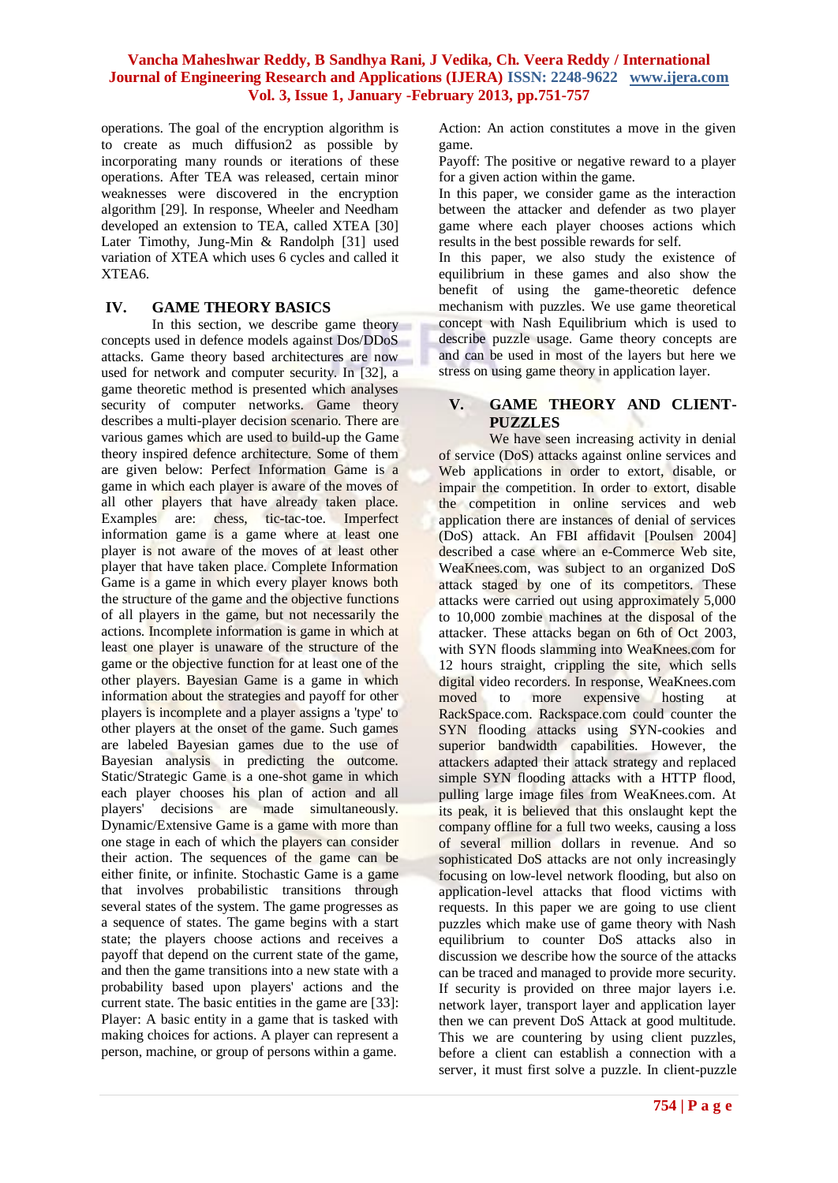operations. The goal of the encryption algorithm is to create as much diffusion2 as possible by incorporating many rounds or iterations of these operations. After TEA was released, certain minor weaknesses were discovered in the encryption algorithm [29]. In response, Wheeler and Needham developed an extension to TEA, called XTEA [30] Later Timothy, Jung-Min & Randolph [31] used variation of XTEA which uses 6 cycles and called it XTEA6.

## IV. GAME THEORY BASICS

In this section, we describe game theory concepts used in defence models against Dos/DDoS attacks. Game theory based architectures are now used for network and computer security. In [32], a game theoretic method is presented which analyses security of computer networks. Game theory describes a multi-player decision scenario. There are various games which are used to build-up the Game theory inspired defence architecture. Some of them are given below: Perfect Information Game is a game in which each player is aware of the moves of all other players that have already taken place. Examples are: chess, tic-tac-toe. Imperfect information game is a game where at least one player is not aware of the moves of at least other player that have taken place. Complete Information Game is a game in which every player knows both the structure of the game and the objective functions of all players in the game, but not necessarily the actions. Incomplete information is game in which at least one player is unaware of the structure of the game or the objective function for at least one of the other players. Bayesian Game is a game in which information about the strategies and payoff for other players is incomplete and a player assigns a 'type' to other players at the onset of the game. Such games are labeled Bayesian games due to the use of Bayesian analysis in predicting the outcome. Static/Strategic Game is a one-shot game in which each player chooses his plan of action and all players' decisions are made simultaneously. Dynamic/Extensive Game is a game with more than one stage in each of which the players can consider their action. The sequences of the game can be either finite, or infinite. Stochastic Game is a game that involves probabilistic transitions through several states of the system. The game progresses as a sequence of states. The game begins with a start state; the players choose actions and receives a payoff that depend on the current state of the game, and then the game transitions into a new state with a probability based upon players' actions and the current state. The basic entities in the game are [33]:
Player: A basic entity in a game that is tasked with making choices for actions. A player can represent a person, machine, or group of persons within a game.
Action: An action constitutes a move in the given game.
Payoff: The positive or negative reward to a player for a given action within the game.
In this paper, we consider game as the interaction between the attacker and defender as two player game where each player chooses actions which results in the best possible rewards for self.
In this paper, we also study the existence of equilibrium in these games and also show the benefit of using the game-theoretic defence mechanism with puzzles. We use game theoretical concept with Nash Equilibrium which is used to describe puzzle usage. Game theory concepts are and can be used in most of the layers but here we stress on using game theory in application layer.

## V. GAME THEORY AND CLIENT-PUZZLES

We have seen increasing activity in denial of service (DoS) attacks against online services and Web applications in order to extort, disable, or impair the competition. In order to extort, disable the competition in online services and web application there are instances of denial of services (DoS) attack. An FBI affidavit [Poulsen 2004] described a case where an e-Commerce Web site, WeaKnees.com, was subject to an organized DoS attack staged by one of its competitors. These attacks were carried out using approximately 5,000 to 10,000 zombie machines at the disposal of the attacker. These attacks began on 6th of Oct 2003, with SYN floods slamming into WeaKnees.com for 12 hours straight, crippling the site, which sells digital video recorders. In response, WeaKnees.com moved to more expensive hosting at RackSpace.com. Rackspace.com could counter the SYN flooding attacks using SYN-cookies and superior bandwidth capabilities. However, the attackers adapted their attack strategy and replaced simple SYN flooding attacks with a HTTP flood, pulling large image files from WeaKnees.com. At its peak, it is believed that this onslaught kept the company offline for a full two weeks, causing a loss of several million dollars in revenue. And so sophisticated DoS attacks are not only increasingly focusing on low-level network flooding, but also on application-level attacks that flood victims with requests. In this paper we are going to use client puzzles which make use of game theory with Nash equilibrium to counter DoS attacks also in discussion we describe how the source of the attacks can be traced and managed to provide more security. If security is provided on three major layers i.e. network layer, transport layer and application layer then we can prevent DoS Attack at good multitude. This we are countering by using client puzzles, before a client can establish a connection with a server, it must first solve a puzzle. In client-puzzle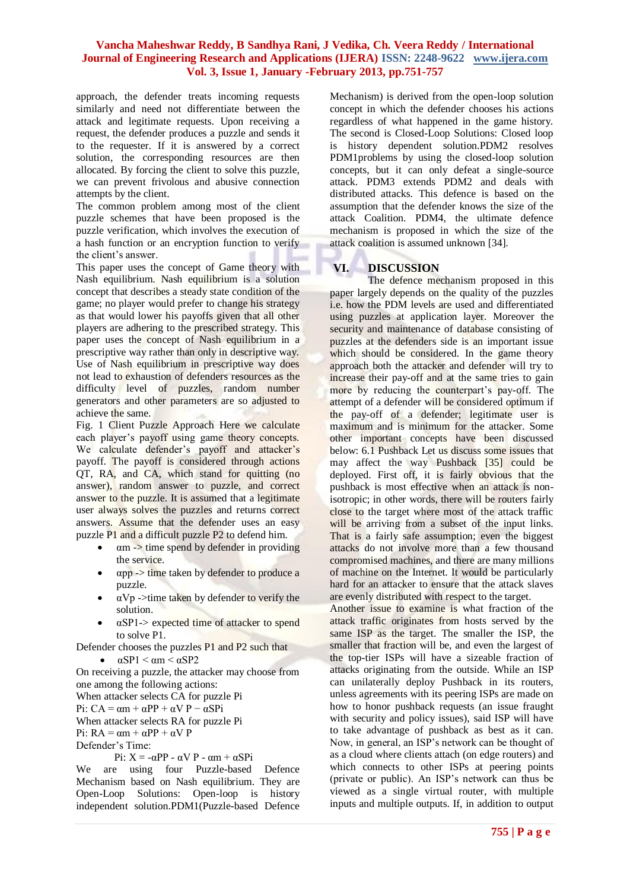approach, the defender treats incoming requests similarly and need not differentiate between the attack and legitimate requests. Upon receiving a request, the defender produces a puzzle and sends it to the requester. If it is answered by a correct solution, the corresponding resources are then allocated. By forcing the client to solve this puzzle, we can prevent frivolous and abusive connection attempts by the client.

The common problem among most of the client puzzle schemes that have been proposed is the puzzle verification, which involves the execution of a hash function or an encryption function to verify the client's answer.

This paper uses the concept of Game theory with Nash equilibrium. Nash equilibrium is a solution concept that describes a steady state condition of the game; no player would prefer to change his strategy as that would lower his payoffs given that all other players are adhering to the prescribed strategy. This paper uses the concept of Nash equilibrium in a prescriptive way rather than only in descriptive way. Use of Nash equilibrium in prescriptive way does not lead to exhaustion of defenders resources as the difficulty level of puzzles, random number generators and other parameters are so adjusted to achieve the same.

Fig. 1 Client Puzzle Approach Here we calculate each player's payoff using game theory concepts. We calculate defender's payoff and attacker's payoff. The payoff is considered through actions QT, RA, and CA, which stand for quitting (no answer), random answer to puzzle, and correct answer to the puzzle. It is assumed that a legitimate user always solves the puzzles and returns correct answers. Assume that the defender uses an easy puzzle P1 and a difficult puzzle P2 to defend him.

- $\alpha m$ -> time spend by defender in providing the service.
- $\alpha pp$ -> time taken by defender to produce a puzzle.
- $\alpha Vp$ ->time taken by defender to verify the solution.
- $\alpha SP1$-> expected time of attacker to spend to solve P1.

Defender chooses the puzzles P1 and P2 such that

- $\alpha SP1 < \alpha m < \alpha SP2$

On receiving a puzzle, the attacker may choose from one among the following actions:

When attacker selects CA for puzzle Pi

Pi: $CA = \alpha m + \alpha PP + \alpha V P - \alpha SPi$

When attacker selects RA for puzzle Pi

Pi: $RA = \alpha m + \alpha PP + \alpha V P$

Defender's Time:

$$Pi: X = -\alpha PP - \alpha V P - \alpha m + \alpha SPi$$

We are using four Puzzle-based Defence Mechanism based on Nash equilibrium. They are Open-Loop Solutions: Open-loop is history independent solution.PDM1(Puzzle-based Defence Mechanism) is derived from the open-loop solution concept in which the defender chooses his actions regardless of what happened in the game history. The second is Closed-Loop Solutions: Closed loop is history dependent solution.PDM2 resolves PDM1problems by using the closed-loop solution concepts, but it can only defeat a single-source attack. PDM3 extends PDM2 and deals with distributed attacks. This defence is based on the assumption that the defender knows the size of the attack Coalition. PDM4, the ultimate defence mechanism is proposed in which the size of the attack coalition is assumed unknown [34].

## VI. DISCUSSION

The defence mechanism proposed in this paper largely depends on the quality of the puzzles i.e. how the PDM levels are used and differentiated using puzzles at application layer. Moreover the security and maintenance of database consisting of puzzles at the defenders side is an important issue which should be considered. In the game theory approach both the attacker and defender will try to increase their pay-off and at the same tries to gain more by reducing the counterpart's pay-off. The attempt of a defender will be considered optimum if the pay-off of a defender; legitimate user is maximum and is minimum for the attacker. Some other important concepts have been discussed below: 6.1 Pushback Let us discuss some issues that may affect the way Pushback [35] could be deployed. First off, it is fairly obvious that the pushback is most effective when an attack is non-isotropic; in other words, there will be routers fairly close to the target where most of the attack traffic will be arriving from a subset of the input links. That is a fairly safe assumption; even the biggest attacks do not involve more than a few thousand compromised machines, and there are many millions of machine on the Internet. It would be particularly hard for an attacker to ensure that the attack slaves are evenly distributed with respect to the target.

Another issue to examine is what fraction of the attack traffic originates from hosts served by the same ISP as the target. The smaller the ISP, the smaller that fraction will be, and even the largest of the top-tier ISPs will have a sizeable fraction of attacks originating from the outside. While an ISP can unilaterally deploy Pushback in its routers, unless agreements with its peering ISPs are made on how to honor pushback requests (an issue fraught with security and policy issues), said ISP will have to take advantage of pushback as best as it can. Now, in general, an ISP's network can be thought of as a cloud where clients attach (on edge routers) and which connects to other ISPs at peering points (private or public). An ISP's network can thus be viewed as a single virtual router, with multiple inputs and multiple outputs. If, in addition to output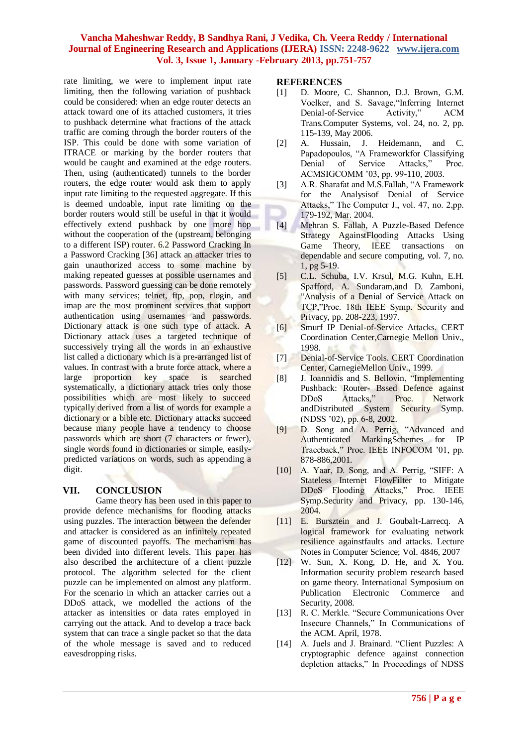rate limiting, we were to implement input rate limiting, then the following variation of pushback could be considered: when an edge router detects an attack toward one of its attached customers, it tries to pushback determine what fractions of the attack traffic are coming through the border routers of the ISP. This could be done with some variation of ITRACE or marking by the border routers that would be caught and examined at the edge routers. Then, using (authenticated) tunnels to the border routers, the edge router would ask them to apply input rate limiting to the requested aggregate. If this is deemed undoable, input rate limiting on the border routers would still be useful in that it would effectively extend pushback by one more hop without the cooperation of the (upstream, belonging to a different ISP) router. 6.2 Password Cracking In a Password Cracking [36] attack an attacker tries to gain unauthorized access to some machine by making repeated guesses at possible usernames and passwords. Password guessing can be done remotely with many services; telnet, ftp, pop, rlogin, and imap are the most prominent services that support authentication using usernames and passwords. Dictionary attack is one such type of attack. A Dictionary attack uses a targeted technique of successively trying all the words in an exhaustive list called a dictionary which is a pre-arranged list of values. In contrast with a brute force attack, where a large proportion key space is searched systematically, a dictionary attack tries only those possibilities which are most likely to succeed typically derived from a list of words for example a dictionary or a bible etc. Dictionary attacks succeed because many people have a tendency to choose passwords which are short (7 characters or fewer), single words found in dictionaries or simple, easily-predicted variations on words, such as appending a digit.

## VII. CONCLUSION

Game theory has been used in this paper to provide defence mechanisms for flooding attacks using puzzles. The interaction between the defender and attacker is considered as an infinitely repeated game of discounted payoffs. The mechanism has been divided into different levels. This paper has also described the architecture of a client puzzle protocol. The algorithm selected for the client puzzle can be implemented on almost any platform. For the scenario in which an attacker carries out a DDoS attack, we modelled the actions of the attacker as intensities or data rates employed in carrying out the attack. And to develop a trace back system that can trace a single packet so that the data of the whole message is saved and to reduced eavesdropping risks.

## REFERENCES

[1] D. Moore, C. Shannon, D.J. Brown, G.M. Voelker, and S. Savage,"Inferring Internet Denial-of-Service Activity," ACM Trans.Computer Systems, vol. 24, no. 2, pp. 115-139, May 2006.

[2] A. Hussain, J. Heidemann, and C. Papadopoulos, "A Frameworkfor Classifying Denial of Service Attacks," Proc. ACMSIGCOMM '03, pp. 99-110, 2003.

[3] A.R. Sharafat and M.S.Fallah, "A Framework for the Analysisof Denial of Service Attacks," The Computer J., vol. 47, no. 2,pp. 179-192, Mar. 2004.

[4] Mehran S. Fallah, A Puzzle-Based Defence Strategy AgainstFlooding Attacks Using Game Theory, IEEE transactions on dependable and secure computing, vol. 7, no. 1, pg 5-19.

[5] C.L. Schuba, I.V. Krsul, M.G. Kuhn, E.H. Spafford, A. Sundaram,and D. Zamboni, "Analysis of a Denial of Service Attack on TCP,"Proc. 18th IEEE Symp. Security and Privacy, pp. 208-223, 1997.

[6] Smurf IP Denial-of-Service Attacks. CERT Coordination Center,Carnegie Mellon Univ., 1998.

[7] Denial-of-Service Tools. CERT Coordination Center, CarnegieMellon Univ., 1999.

[8] J. Ioannidis and S. Bellovin, "Implementing Pushback: Router- Bssed Defence against DDoS Attacks," Proc. Network andDistributed System Security Symp. (NDSS '02), pp. 6-8, 2002.

[9] D. Song and A. Perrig, "Advanced and Authenticated MarkingSchemes for IP Traceback," Proc. IEEE INFOCOM '01, pp. 878-886,2001.

[10] A. Yaar, D. Song, and A. Perrig, "SIFF: A Stateless Internet FlowFilter to Mitigate DDoS Flooding Attacks," Proc. IEEE Symp.Security and Privacy, pp. 130-146, 2004.

[11] E. Bursztein and J. Goubalt-Larrecq. A logical framework for evaluating network resilience againstfaults and attacks. Lecture Notes in Computer Science; Vol. 4846, 2007

[12] W. Sun, X. Kong, D. He, and X. You. Information security problem research based on game theory. International Symposium on Publication Electronic Commerce and Security, 2008.

[13] R. C. Merkle. "Secure Communications Over Insecure Channels," In Communications of the ACM. April, 1978.

[14] A. Juels and J. Brainard. "Client Puzzles: A cryptographic defence against connection depletion attacks," In Proceedings of NDSS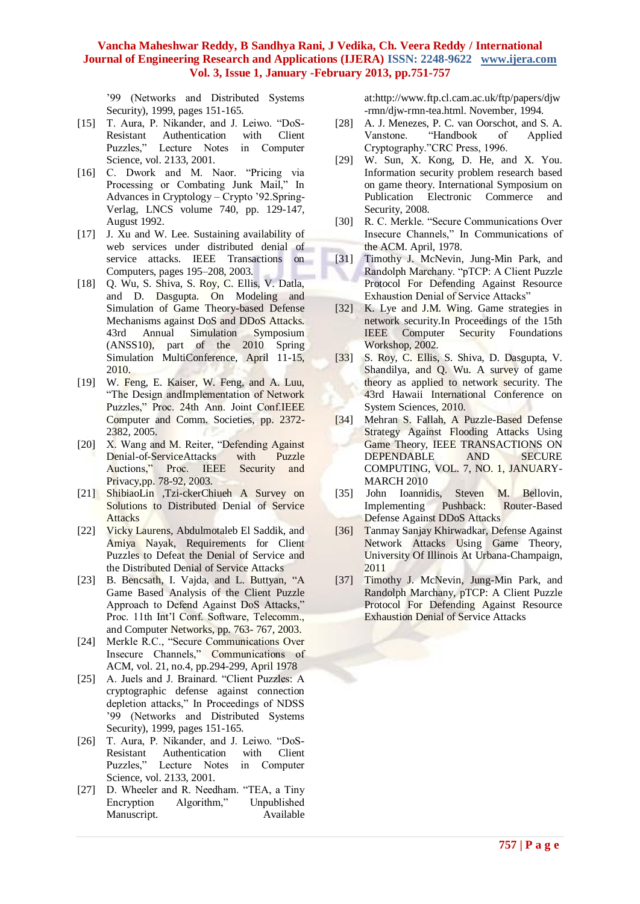'99 (Networks and Distributed Systems Security), 1999, pages 151-165.

[15] T. Aura, P. Nikander, and J. Leiwo. "DoS-Resistant Authentication with Client Puzzles," Lecture Notes in Computer Science, vol. 2133, 2001.

[16] C. Dwork and M. Naor. "Pricing via Processing or Combating Junk Mail," In Advances in Cryptology – Crypto '92.Spring-Verlag, LNCS volume 740, pp. 129-147, August 1992.

[17] J. Xu and W. Lee. Sustaining availability of web services under distributed denial of service attacks. IEEE Transactions on Computers, pages 195–208, 2003.

[18] Q. Wu, S. Shiva, S. Roy, C. Ellis, V. Datla, and D. Dasgupta. On Modeling and Simulation of Game Theory-based Defense Mechanisms against DoS and DDoS Attacks. 43rd Annual Simulation Symposium (ANSS10), part of the 2010 Spring Simulation MultiConference, April 11-15, 2010.

[19] W. Feng, E. Kaiser, W. Feng, and A. Luu, "The Design andImplementation of Network Puzzles," Proc. 24th Ann. Joint Conf.IEEE Computer and Comm. Societies, pp. 2372-2382, 2005.

[20] X. Wang and M. Reiter, "Defending Against Denial-of-ServiceAttacks with Puzzle Auctions," Proc. IEEE Security and Privacy,pp. 78-92, 2003.

[21] ShibiaoLin ,Tzi-ckerChiueh A Survey on Solutions to Distributed Denial of Service Attacks

[22] Vicky Laurens, Abdulmotaleb El Saddik, and Amiya Nayak, Requirements for Client Puzzles to Defeat the Denial of Service and the Distributed Denial of Service Attacks

[23] B. Bencsath, I. Vajda, and L. Buttyan, "A Game Based Analysis of the Client Puzzle Approach to Defend Against DoS Attacks," Proc. 11th Int'l Conf. Software, Telecomm., and Computer Networks, pp. 763- 767, 2003.

[24] Merkle R.C., "Secure Communications Over Insecure Channels," Communications of ACM, vol. 21, no.4, pp.294-299, April 1978

[25] A. Juels and J. Brainard. "Client Puzzles: A cryptographic defense against connection depletion attacks," In Proceedings of NDSS '99 (Networks and Distributed Systems Security), 1999, pages 151-165.

[26] T. Aura, P. Nikander, and J. Leiwo. "DoS-Resistant Authentication with Client Puzzles," Lecture Notes in Computer Science, vol. 2133, 2001.

[27] D. Wheeler and R. Needham. "TEA, a Tiny Encryption Algorithm," Unpublished Manuscript. Available at:http://www.ftp.cl.cam.ac.uk/ftp/papers/djw-rmn/djw-rmn-tea.html. November, 1994.

[28] A. J. Menezes, P. C. van Oorschot, and S. A. Vanstone. "Handbook of Applied Cryptography."CRC Press, 1996.

[29] W. Sun, X. Kong, D. He, and X. You. Information security problem research based on game theory. International Symposium on Publication Electronic Commerce and Security, 2008.

[30] R. C. Merkle. "Secure Communications Over Insecure Channels," In Communications of the ACM. April, 1978.

[31] Timothy J. McNevin, Jung-Min Park, and Randolph Marchany. "pTCP: A Client Puzzle Protocol For Defending Against Resource Exhaustion Denial of Service Attacks"

[32] K. Lye and J.M. Wing. Game strategies in network security.In Proceedings of the 15th IEEE Computer Security Foundations Workshop, 2002.

[33] S. Roy, C. Ellis, S. Shiva, D. Dasgupta, V. Shandilya, and Q. Wu. A survey of game theory as applied to network security. The 43rd Hawaii International Conference on System Sciences, 2010.

[34] Mehran S. Fallah, A Puzzle-Based Defense Strategy Against Flooding Attacks Using Game Theory, IEEE TRANSACTIONS ON DEPENDABLE AND SECURE COMPUTING, VOL. 7, NO. 1, JANUARY-MARCH 2010

[35] John Ioannidis, Steven M. Bellovin, Implementing Pushback: Router-Based Defense Against DDoS Attacks

[36] Tanmay Sanjay Khirwadkar, Defense Against Network Attacks Using Game Theory, University Of Illinois At Urbana-Champaign, 2011

[37] Timothy J. McNevin, Jung-Min Park, and Randolph Marchany, pTCP: A Client Puzzle Protocol For Defending Against Resource Exhaustion Denial of Service Attacks